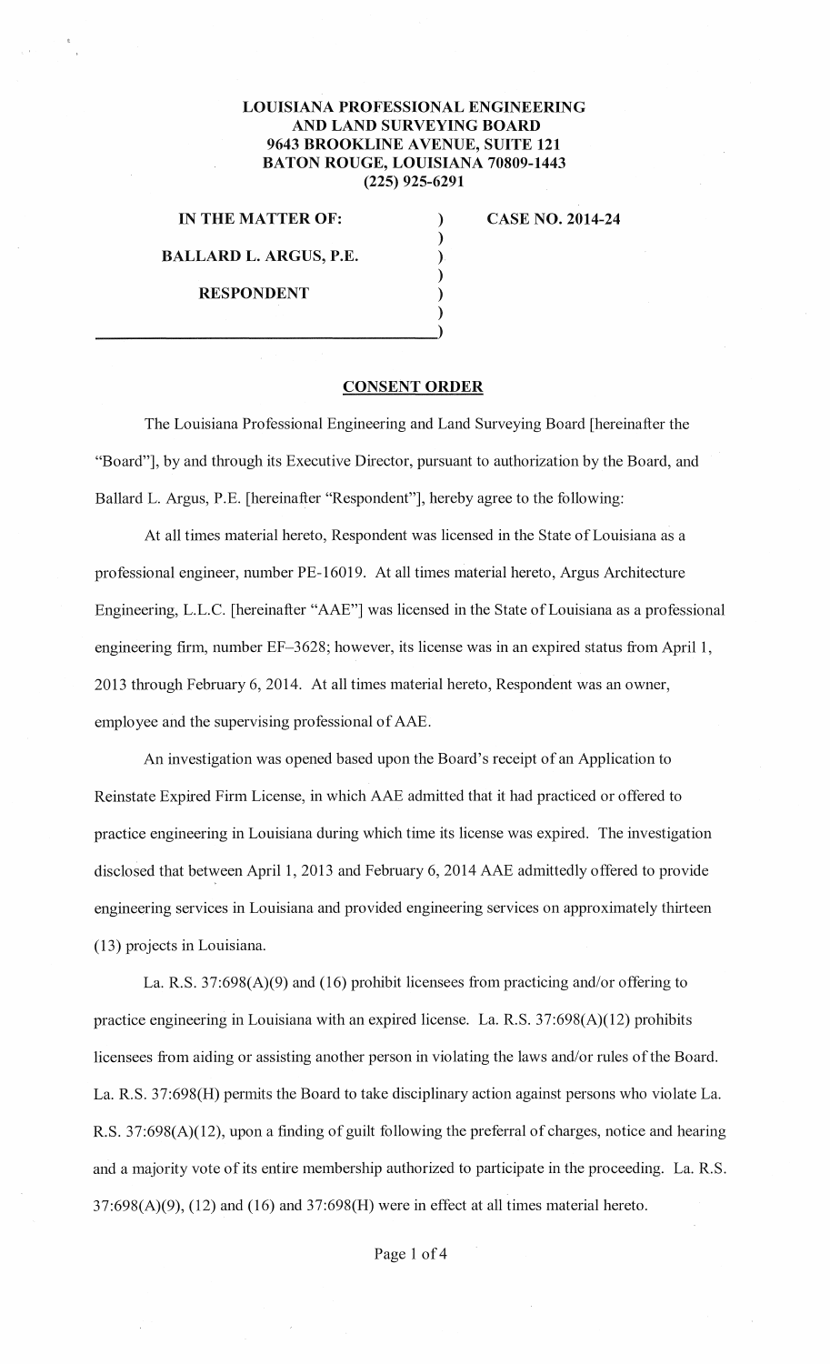**LOUISIANA PROFESSIONAL ENGINEERING AND LAND SURVEYING BOARD**
**9643 BROOKLINE AVENUE, SUITE 121**
**BATON ROUGE, LOUISIANA 70809-1443**
**(225) 925-6291**

| | |
|---|---|
| **IN THE MATTER OF:** | **CASE NO. 2014-24** |
| **BALLARD L. ARGUS, P.E.** | |
| **RESPONDENT** | |

## CONSENT ORDER

The Louisiana Professional Engineering and Land Surveying Board [hereinafter the "Board"], by and through its Executive Director, pursuant to authorization by the Board, and Ballard L. Argus, P.E. [hereinafter "Respondent"], hereby agree to the following:

At all times material hereto, Respondent was licensed in the State of Louisiana as a professional engineer, number PE-16019. At all times material hereto, Argus Architecture Engineering, L.L.C. [hereinafter "AAE"] was licensed in the State of Louisiana as a professional engineering firm, number EF–3628; however, its license was in an expired status from April 1, 2013 through February 6, 2014. At all times material hereto, Respondent was an owner, employee and the supervising professional of AAE.

An investigation was opened based upon the Board's receipt of an Application to Reinstate Expired Firm License, in which AAE admitted that it had practiced or offered to practice engineering in Louisiana during which time its license was expired. The investigation disclosed that between April 1, 2013 and February 6, 2014 AAE admittedly offered to provide engineering services in Louisiana and provided engineering services on approximately thirteen (13) projects in Louisiana.

La. R.S. 37:698(A)(9) and (16) prohibit licensees from practicing and/or offering to practice engineering in Louisiana with an expired license. La. R.S. 37:698(A)(12) prohibits licensees from aiding or assisting another person in violating the laws and/or rules of the Board. La. R.S. 37:698(H) permits the Board to take disciplinary action against persons who violate La. R.S. 37:698(A)(12), upon a finding of guilt following the preferral of charges, notice and hearing and a majority vote of its entire membership authorized to participate in the proceeding. La. R.S. 37:698(A)(9), (12) and (16) and 37:698(H) were in effect at all times material hereto.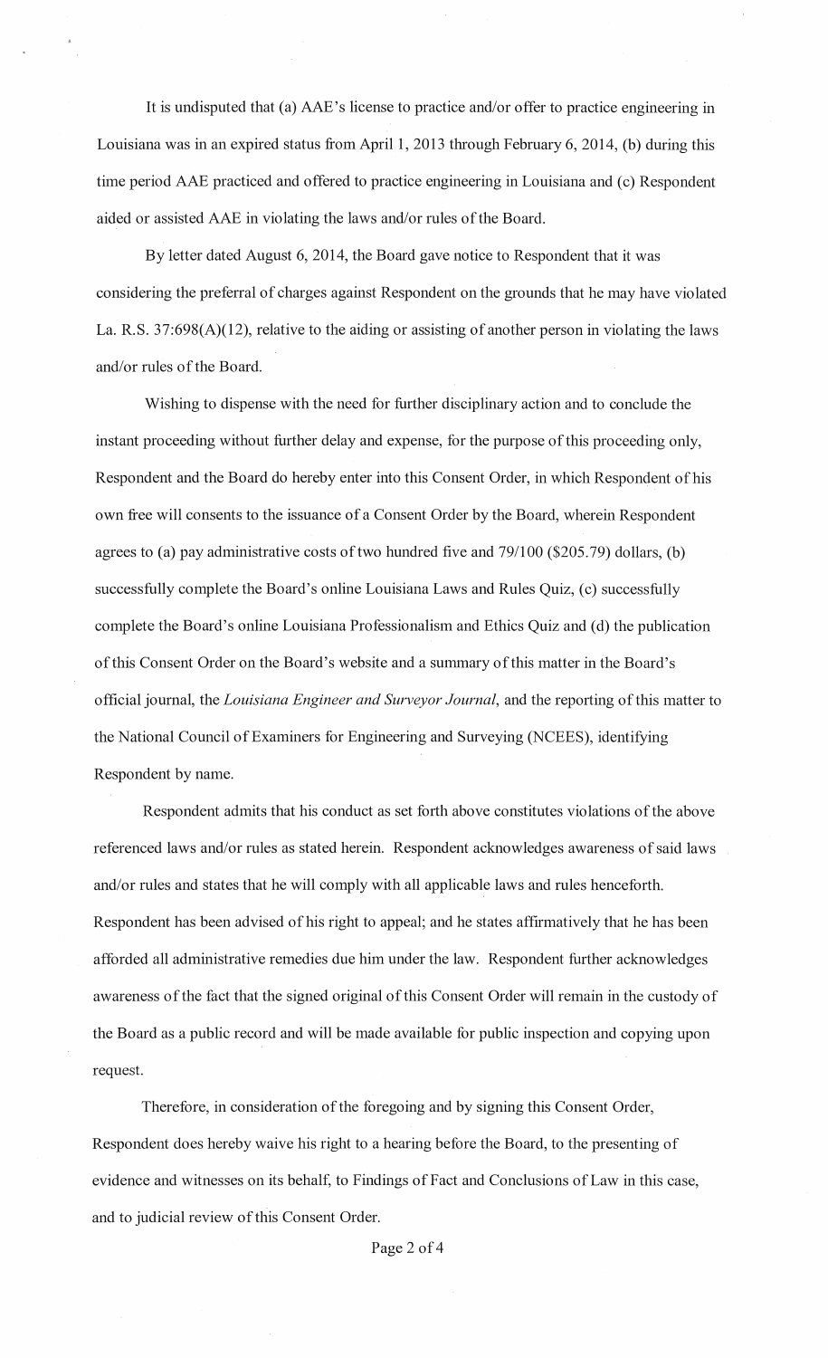It is undisputed that (a) AAE's license to practice and/or offer to practice engineering in Louisiana was in an expired status from April 1, 2013 through February 6, 2014, (b) during this time period AAE practiced and offered to practice engineering in Louisiana and (c) Respondent aided or assisted AAE in violating the laws and/or rules of the Board.

By letter dated August 6, 2014, the Board gave notice to Respondent that it was considering the preferral of charges against Respondent on the grounds that he may have violated La. R.S. 37:698(A)(12), relative to the aiding or assisting of another person in violating the laws and/or rules of the Board.

Wishing to dispense with the need for further disciplinary action and to conclude the instant proceeding without further delay and expense, for the purpose of this proceeding only, Respondent and the Board do hereby enter into this Consent Order, in which Respondent of his own free will consents to the issuance of a Consent Order by the Board, wherein Respondent agrees to (a) pay administrative costs of two hundred five and 79/100 ($205.79) dollars, (b) successfully complete the Board's online Louisiana Laws and Rules Quiz, (c) successfully complete the Board's online Louisiana Professionalism and Ethics Quiz and (d) the publication of this Consent Order on the Board's website and a summary of this matter in the Board's official journal, the *Louisiana Engineer and Surveyor Journal*, and the reporting of this matter to the National Council of Examiners for Engineering and Surveying (NCEES), identifying Respondent by name.

Respondent admits that his conduct as set forth above constitutes violations of the above referenced laws and/or rules as stated herein. Respondent acknowledges awareness of said laws and/or rules and states that he will comply with all applicable laws and rules henceforth. Respondent has been advised of his right to appeal; and he states affirmatively that he has been afforded all administrative remedies due him under the law. Respondent further acknowledges awareness of the fact that the signed original of this Consent Order will remain in the custody of the Board as a public record and will be made available for public inspection and copying upon request.

Therefore, in consideration of the foregoing and by signing this Consent Order, Respondent does hereby waive his right to a hearing before the Board, to the presenting of evidence and witnesses on its behalf, to Findings of Fact and Conclusions of Law in this case, and to judicial review of this Consent Order.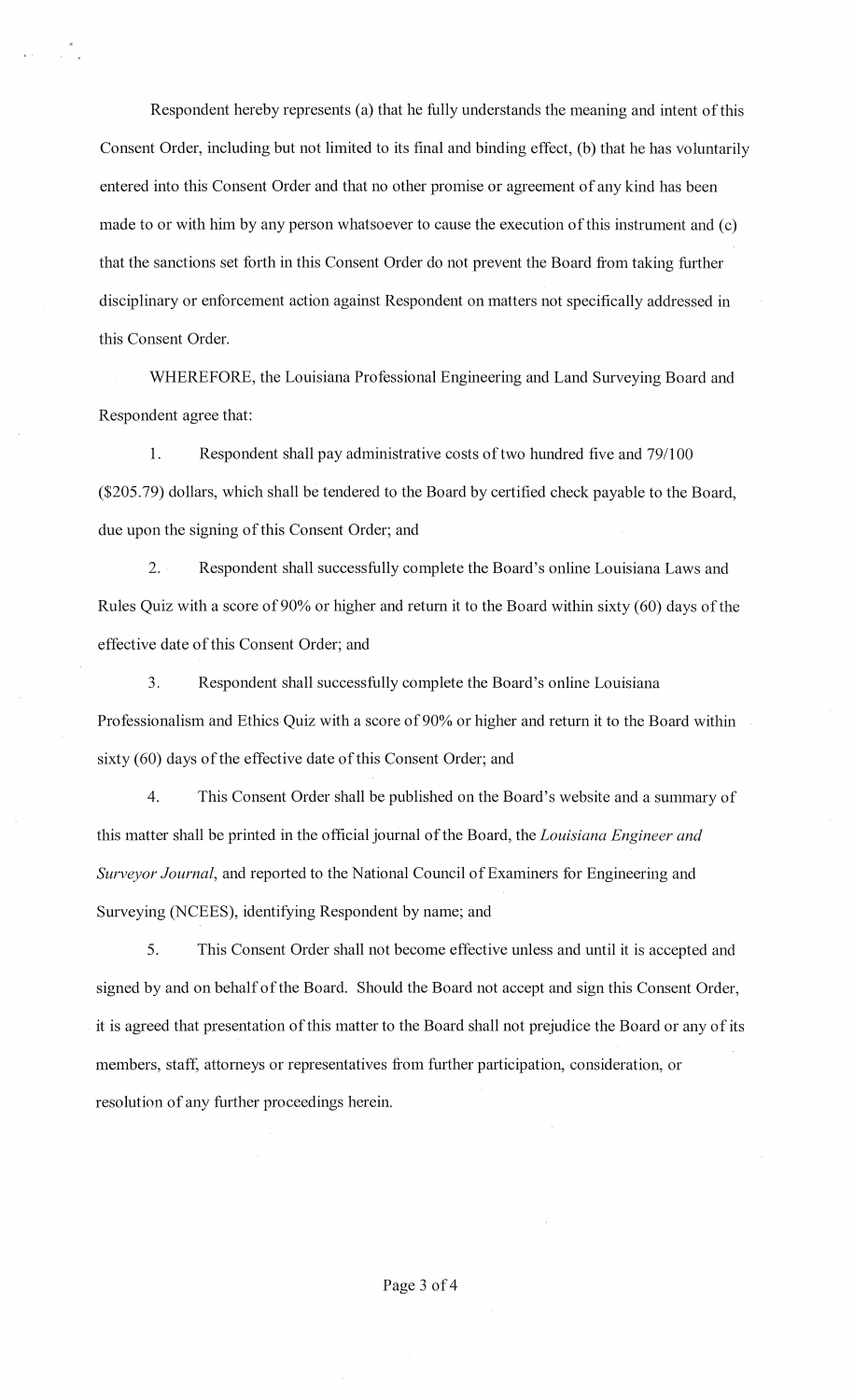Respondent hereby represents (a) that he fully understands the meaning and intent of this Consent Order, including but not limited to its final and binding effect, (b) that he has voluntarily entered into this Consent Order and that no other promise or agreement of any kind has been made to or with him by any person whatsoever to cause the execution of this instrument and (c) that the sanctions set forth in this Consent Order do not prevent the Board from taking further disciplinary or enforcement action against Respondent on matters not specifically addressed in this Consent Order.

WHEREFORE, the Louisiana Professional Engineering and Land Surveying Board and Respondent agree that:

1. Respondent shall pay administrative costs of two hundred five and 79/100 ($205.79) dollars, which shall be tendered to the Board by certified check payable to the Board, due upon the signing of this Consent Order; and

2. Respondent shall successfully complete the Board's online Louisiana Laws and Rules Quiz with a score of 90% or higher and return it to the Board within sixty (60) days of the effective date of this Consent Order; and

3. Respondent shall successfully complete the Board's online Louisiana Professionalism and Ethics Quiz with a score of 90% or higher and return it to the Board within sixty (60) days of the effective date of this Consent Order; and

4. This Consent Order shall be published on the Board's website and a summary of this matter shall be printed in the official journal of the Board, the *Louisiana Engineer and Surveyor Journal*, and reported to the National Council of Examiners for Engineering and Surveying (NCEES), identifying Respondent by name; and

5. This Consent Order shall not become effective unless and until it is accepted and signed by and on behalf of the Board. Should the Board not accept and sign this Consent Order, it is agreed that presentation of this matter to the Board shall not prejudice the Board or any of its members, staff, attorneys or representatives from further participation, consideration, or resolution of any further proceedings herein.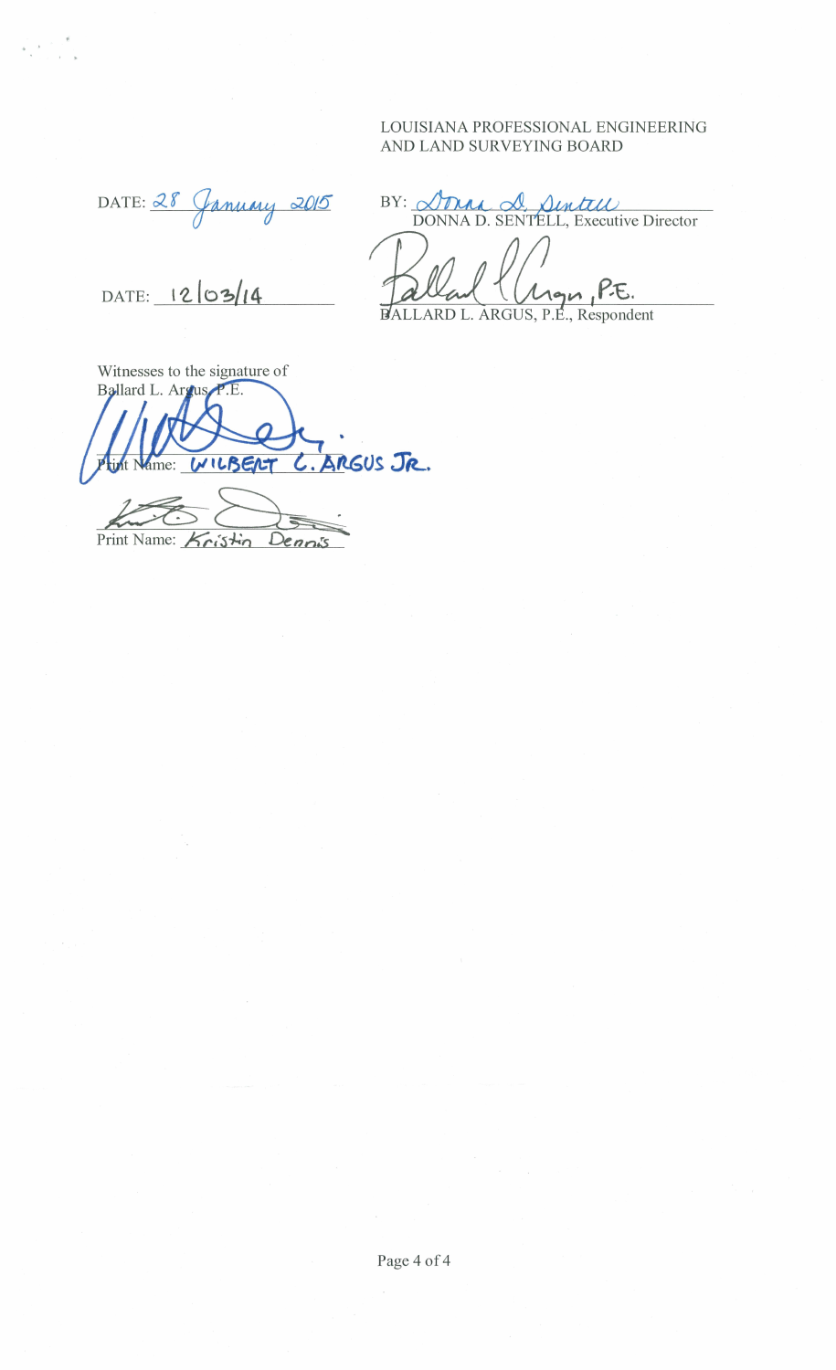LOUISIANA PROFESSIONAL ENGINEERING
AND LAND SURVEYING BOARD

DATE: 28 January 2015

BY: Donna D. Sentell
DONNA D. SENTELL, Executive Director

DATE: 12/03/14

Ballard L. Argus, P.E.
BALLARD L. ARGUS, P.E., Respondent

Witnesses to the signature of
Ballard L. Argus, P.E.

Print Name: WILBERT C. ARGUS JR.

Print Name: Kristin Dennis